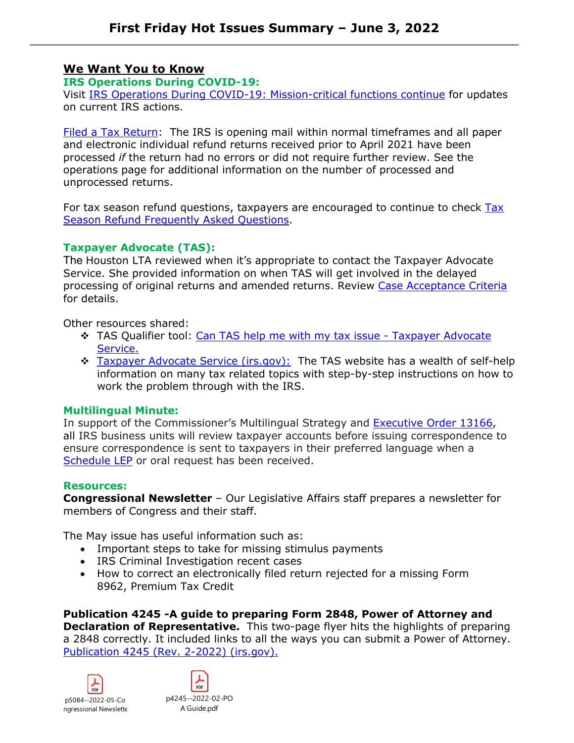# First Friday Hot Issues Summary – June 3, 2022

## We Want You to Know

### IRS Operations During COVID-19:

Visit IRS Operations During COVID-19: Mission-critical functions continue for updates on current IRS actions.

Filed a Tax Return: The IRS is opening mail within normal timeframes and all paper and electronic individual refund returns received prior to April 2021 have been processed *if* the return had no errors or did not require further review. See the operations page for additional information on the number of processed and unprocessed returns.

For tax season refund questions, taxpayers are encouraged to continue to check Tax Season Refund Frequently Asked Questions.

### Taxpayer Advocate (TAS):

The Houston LTA reviewed when it's appropriate to contact the Taxpayer Advocate Service. She provided information on when TAS will get involved in the delayed processing of original returns and amended returns. Review Case Acceptance Criteria for details.

Other resources shared:

- TAS Qualifier tool: Can TAS help me with my tax issue - Taxpayer Advocate Service.
- Taxpayer Advocate Service (irs.gov): The TAS website has a wealth of self-help information on many tax related topics with step-by-step instructions on how to work the problem through with the IRS.

### Multilingual Minute:

In support of the Commissioner's Multilingual Strategy and Executive Order 13166, all IRS business units will review taxpayer accounts before issuing correspondence to ensure correspondence is sent to taxpayers in their preferred language when a Schedule LEP or oral request has been received.

### Resources:

**Congressional Newsletter** – Our Legislative Affairs staff prepares a newsletter for members of Congress and their staff.

The May issue has useful information such as:

- Important steps to take for missing stimulus payments
- IRS Criminal Investigation recent cases
- How to correct an electronically filed return rejected for a missing Form 8962, Premium Tax Credit

**Publication 4245 -A guide to preparing Form 2848, Power of Attorney and Declaration of Representative.** This two-page flyer hits the highlights of preparing a 2848 correctly. It included links to all the ways you can submit a Power of Attorney. Publication 4245 (Rev. 2-2022) (irs.gov).

p5084--2022-05-Congressional Newsletter

p4245--2022-02-POA Guide.pdf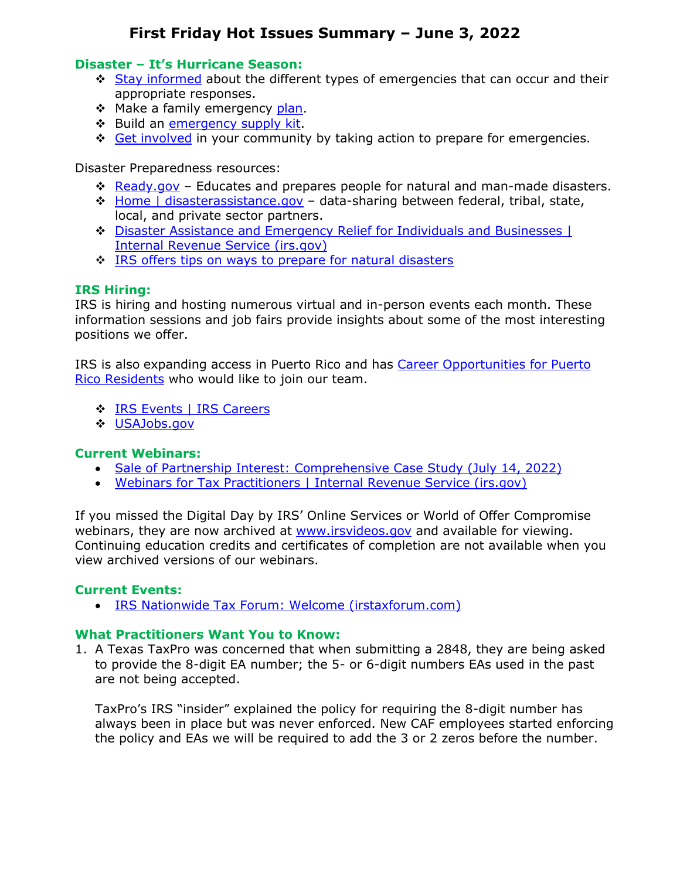# First Friday Hot Issues Summary – June 3, 2022

## Disaster – It's Hurricane Season:

- Stay informed about the different types of emergencies that can occur and their appropriate responses.
- Make a family emergency plan.
- Build an emergency supply kit.
- Get involved in your community by taking action to prepare for emergencies.

Disaster Preparedness resources:

- Ready.gov – Educates and prepares people for natural and man-made disasters.
- Home | disasterassistance.gov – data-sharing between federal, tribal, state, local, and private sector partners.
- Disaster Assistance and Emergency Relief for Individuals and Businesses | Internal Revenue Service (irs.gov)
- IRS offers tips on ways to prepare for natural disasters

## IRS Hiring:

IRS is hiring and hosting numerous virtual and in-person events each month. These information sessions and job fairs provide insights about some of the most interesting positions we offer.

IRS is also expanding access in Puerto Rico and has Career Opportunities for Puerto Rico Residents who would like to join our team.

- IRS Events | IRS Careers
- USAJobs.gov

## Current Webinars:

- Sale of Partnership Interest: Comprehensive Case Study (July 14, 2022)
- Webinars for Tax Practitioners | Internal Revenue Service (irs.gov)

If you missed the Digital Day by IRS' Online Services or World of Offer Compromise webinars, they are now archived at www.irsvideos.gov and available for viewing. Continuing education credits and certificates of completion are not available when you view archived versions of our webinars.

## Current Events:

- IRS Nationwide Tax Forum: Welcome (irstaxforum.com)

## What Practitioners Want You to Know:

1. A Texas TaxPro was concerned that when submitting a 2848, they are being asked to provide the 8-digit EA number; the 5- or 6-digit numbers EAs used in the past are not being accepted.

   TaxPro's IRS "insider" explained the policy for requiring the 8-digit number has always been in place but was never enforced. New CAF employees started enforcing the policy and EAs we will be required to add the 3 or 2 zeros before the number.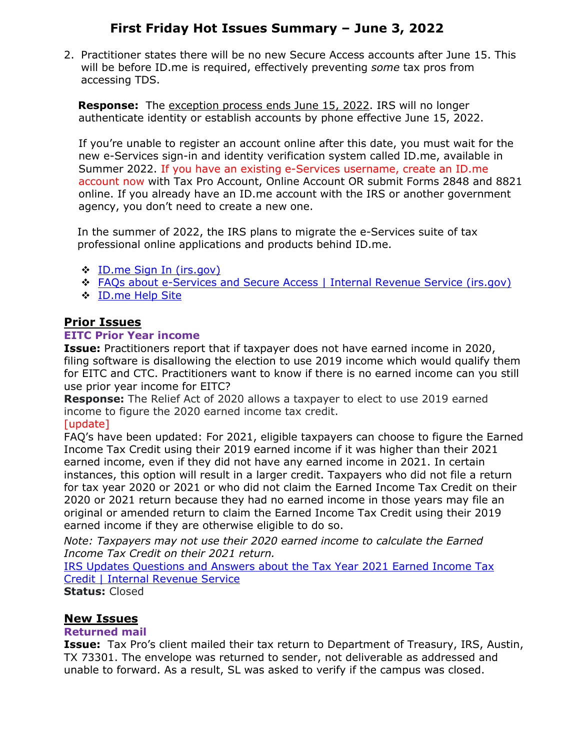2. Practitioner states there will be no new Secure Access accounts after June 15. This will be before ID.me is required, effectively preventing *some* tax pros from accessing TDS.

   **Response:** The exception process ends June 15, 2022. IRS will no longer authenticate identity or establish accounts by phone effective June 15, 2022.

   If you're unable to register an account online after this date, you must wait for the new e-Services sign-in and identity verification system called ID.me, available in Summer 2022. If you have an existing e-Services username, create an ID.me account now with Tax Pro Account, Online Account OR submit Forms 2848 and 8821 online. If you already have an ID.me account with the IRS or another government agency, you don't need to create a new one.

   In the summer of 2022, the IRS plans to migrate the e-Services suite of tax professional online applications and products behind ID.me.

   - ID.me Sign In (irs.gov)
   - FAQs about e-Services and Secure Access | Internal Revenue Service (irs.gov)
   - ID.me Help Site

## Prior Issues

### EITC Prior Year income

**Issue:** Practitioners report that if taxpayer does not have earned income in 2020, filing software is disallowing the election to use 2019 income which would qualify them for EITC and CTC. Practitioners want to know if there is no earned income can you still use prior year income for EITC?

**Response:** The Relief Act of 2020 allows a taxpayer to elect to use 2019 earned income to figure the 2020 earned income tax credit.

[update]

FAQ's have been updated: For 2021, eligible taxpayers can choose to figure the Earned Income Tax Credit using their 2019 earned income if it was higher than their 2021 earned income, even if they did not have any earned income in 2021. In certain instances, this option will result in a larger credit. Taxpayers who did not file a return for tax year 2020 or 2021 or who did not claim the Earned Income Tax Credit on their 2020 or 2021 return because they had no earned income in those years may file an original or amended return to claim the Earned Income Tax Credit using their 2019 earned income if they are otherwise eligible to do so.

*Note: Taxpayers may not use their 2020 earned income to calculate the Earned Income Tax Credit on their 2021 return.*

IRS Updates Questions and Answers about the Tax Year 2021 Earned Income Tax Credit | Internal Revenue Service

**Status:** Closed

## New Issues

### Returned mail

**Issue:** Tax Pro's client mailed their tax return to Department of Treasury, IRS, Austin, TX 73301. The envelope was returned to sender, not deliverable as addressed and unable to forward. As a result, SL was asked to verify if the campus was closed.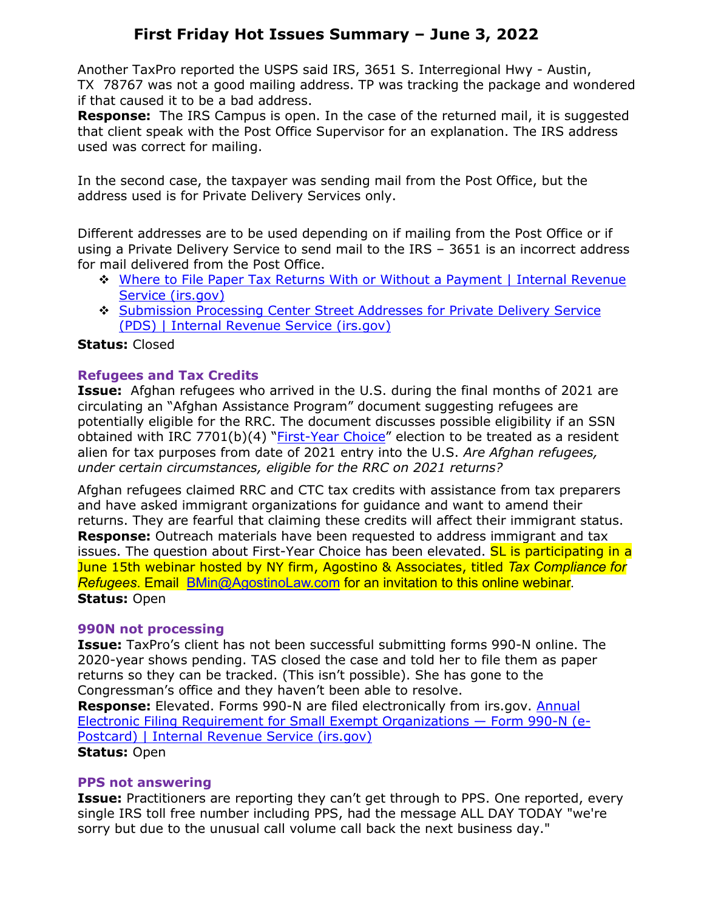Another TaxPro reported the USPS said IRS, 3651 S. Interregional Hwy - Austin, TX 78767 was not a good mailing address. TP was tracking the package and wondered if that caused it to be a bad address.
**Response:** The IRS Campus is open. In the case of the returned mail, it is suggested that client speak with the Post Office Supervisor for an explanation. The IRS address used was correct for mailing.

In the second case, the taxpayer was sending mail from the Post Office, but the address used is for Private Delivery Services only.

Different addresses are to be used depending on if mailing from the Post Office or if using a Private Delivery Service to send mail to the IRS – 3651 is an incorrect address for mail delivered from the Post Office.

- Where to File Paper Tax Returns With or Without a Payment | Internal Revenue Service (irs.gov)
- Submission Processing Center Street Addresses for Private Delivery Service (PDS) | Internal Revenue Service (irs.gov)

**Status:** Closed

### Refugees and Tax Credits

**Issue:** Afghan refugees who arrived in the U.S. during the final months of 2021 are circulating an "Afghan Assistance Program" document suggesting refugees are potentially eligible for the RRC. The document discusses possible eligibility if an SSN obtained with IRC 7701(b)(4) "First-Year Choice" election to be treated as a resident alien for tax purposes from date of 2021 entry into the U.S. *Are Afghan refugees, under certain circumstances, eligible for the RRC on 2021 returns?*

Afghan refugees claimed RRC and CTC tax credits with assistance from tax preparers and have asked immigrant organizations for guidance and want to amend their returns. They are fearful that claiming these credits will affect their immigrant status.
**Response:** Outreach materials have been requested to address immigrant and tax issues. The question about First-Year Choice has been elevated. SL is participating in a June 15th webinar hosted by NY firm, Agostino & Associates, titled *Tax Compliance for Refugees*. Email BMin@AgostinoLaw.com for an invitation to this online webinar.
**Status:** Open

### 990N not processing

**Issue:** TaxPro's client has not been successful submitting forms 990-N online. The 2020-year shows pending. TAS closed the case and told her to file them as paper returns so they can be tracked. (This isn't possible). She has gone to the Congressman's office and they haven't been able to resolve.
**Response:** Elevated. Forms 990-N are filed electronically from irs.gov. Annual Electronic Filing Requirement for Small Exempt Organizations — Form 990-N (e-Postcard) | Internal Revenue Service (irs.gov)
**Status:** Open

### PPS not answering

**Issue:** Practitioners are reporting they can't get through to PPS. One reported, every single IRS toll free number including PPS, had the message ALL DAY TODAY "we're sorry but due to the unusual call volume call back the next business day."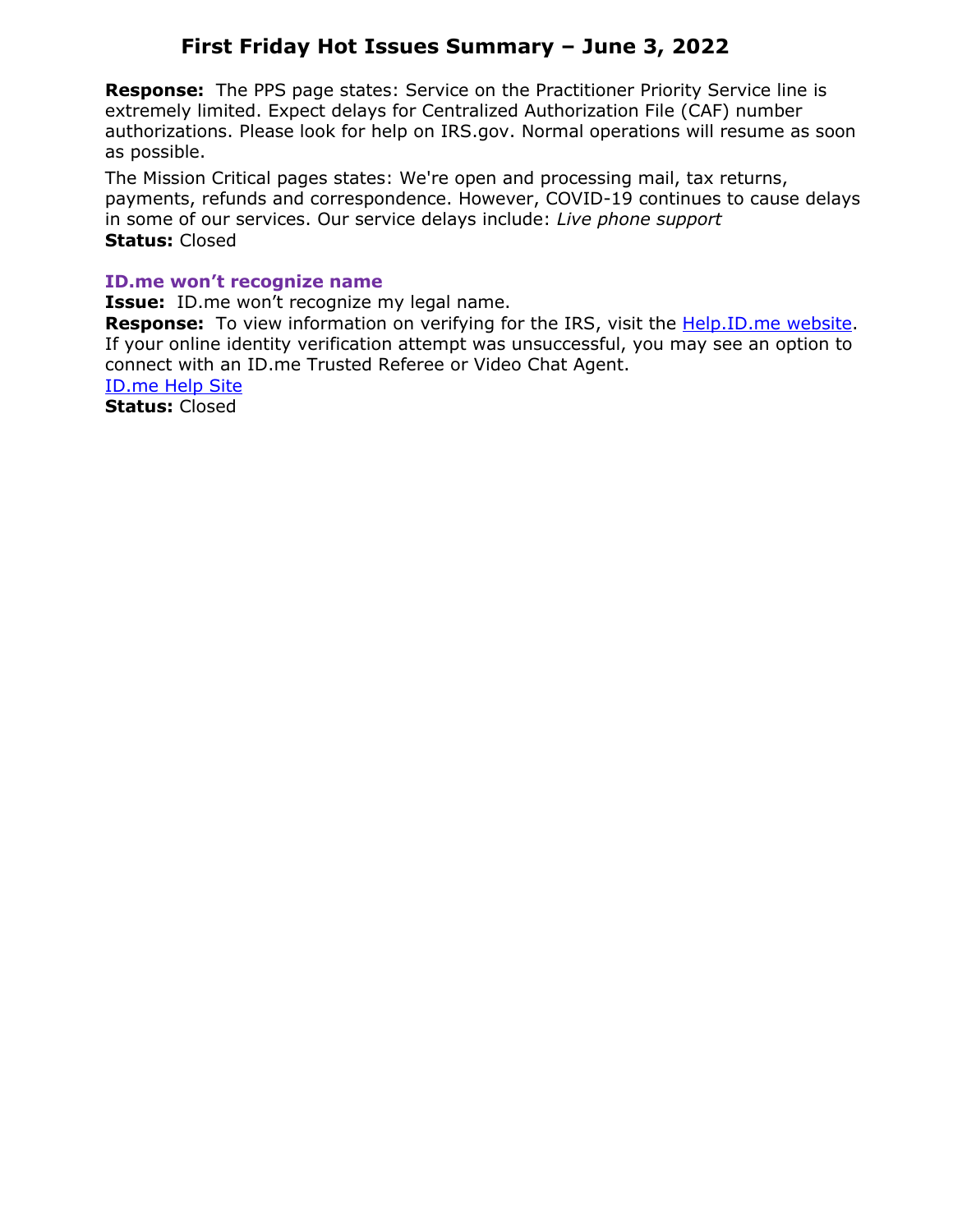**Response:** The PPS page states: Service on the Practitioner Priority Service line is extremely limited. Expect delays for Centralized Authorization File (CAF) number authorizations. Please look for help on IRS.gov. Normal operations will resume as soon as possible.

The Mission Critical pages states: We're open and processing mail, tax returns, payments, refunds and correspondence. However, COVID-19 continues to cause delays in some of our services. Our service delays include: *Live phone support*
**Status:** Closed

### ID.me won't recognize name

**Issue:** ID.me won't recognize my legal name.
**Response:** To view information on verifying for the IRS, visit the Help.ID.me website. If your online identity verification attempt was unsuccessful, you may see an option to connect with an ID.me Trusted Referee or Video Chat Agent.
ID.me Help Site
**Status:** Closed